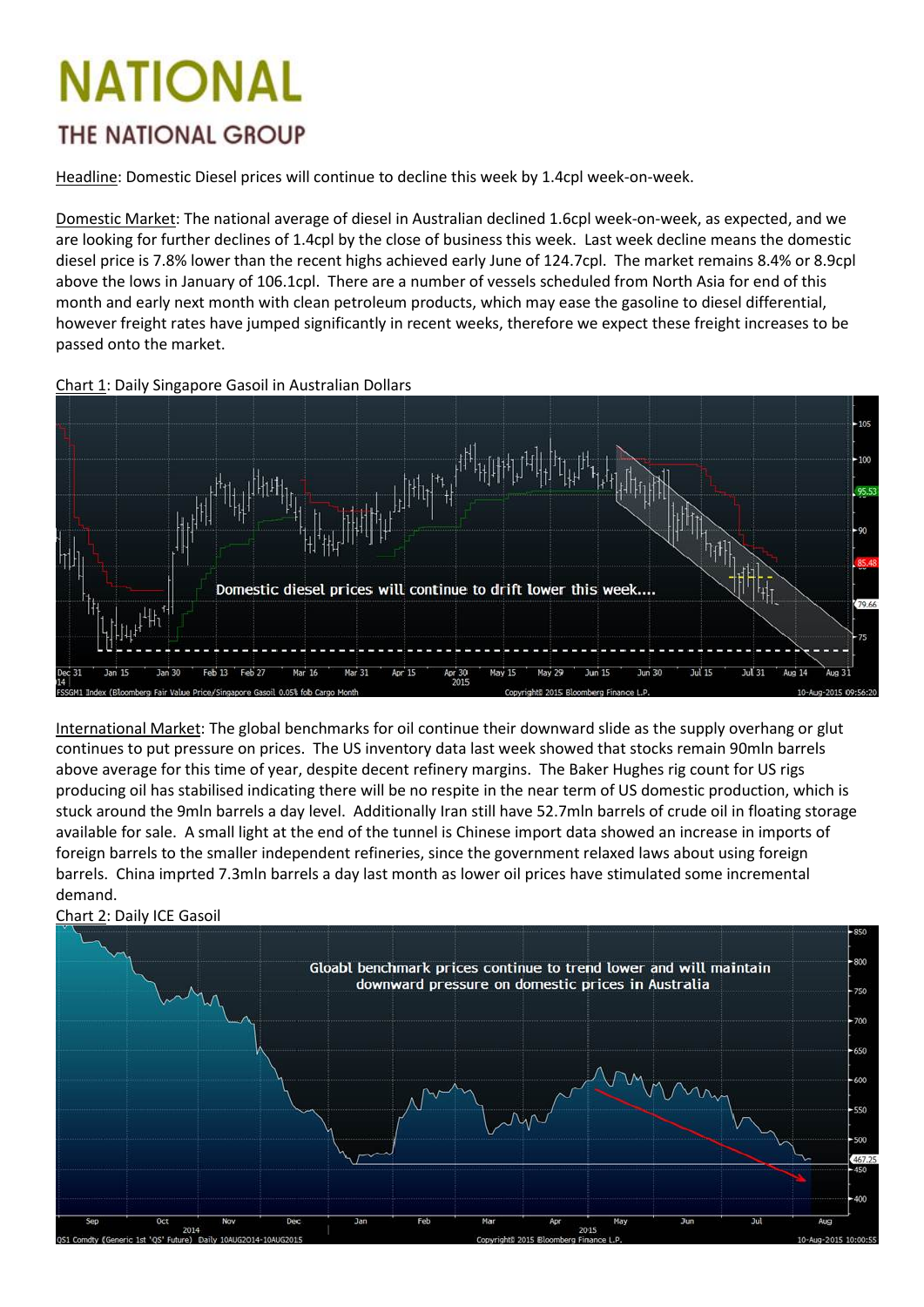# NATIONAL

## THE NATIONAL GROUP

Headline: Domestic Diesel prices will continue to decline this week by 1.4cpl week-on-week.

Domestic Market: The national average of diesel in Australian declined 1.6cpl week-on-week, as expected, and we are looking for further declines of 1.4cpl by the close of business this week. Last week decline means the domestic diesel price is 7.8% lower than the recent highs achieved early June of 124.7cpl. The market remains 8.4% or 8.9cpl above the lows in January of 106.1cpl. There are a number of vessels scheduled from North Asia for end of this month and early next month with clean petroleum products, which may ease the gasoline to diesel differential, however freight rates have jumped significantly in recent weeks, therefore we expect these freight increases to be passed onto the market.

Chart 1: Daily Singapore Gasoil in Australian Dollars

Domestic diesel prices will continue to drift lower this week....

105
100
95.53
90
85.48
79.66
75

Dec 31 14, Jan 15, Jan 30, Feb 13, Feb 27, Mar 16, Mar 31, Apr 15, Apr 30 2015, May 15, May 29, Jun 15, Jun 30, Jul 15, Jul 31, Aug 14, Aug 31

FSSGM1 Index (Bloomberg Fair Value Price/Singapore Gasoil 0.05% fob Cargo Month
Copyright© 2015 Bloomberg Finance L.P.
10-Aug-2015 09:56:20

International Market: The global benchmarks for oil continue their downward slide as the supply overhang or glut continues to put pressure on prices. The US inventory data last week showed that stocks remain 90mln barrels above average for this time of year, despite decent refinery margins. The Baker Hughes rig count for US rigs producing oil has stabilised indicating there will be no respite in the near term of US domestic production, which is stuck around the 9mln barrels a day level. Additionally Iran still have 52.7mln barrels of crude oil in floating storage available for sale. A small light at the end of the tunnel is Chinese import data showed an increase in imports of foreign barrels to the smaller independent refineries, since the government relaxed laws about using foreign barrels. China imprted 7.3mln barrels a day last month as lower oil prices have stimulated some incremental demand.

Chart 2: Daily ICE Gasoil

Gloabl benchmark prices continue to trend lower and will maintain downward pressure on domestic prices in Australia

850
800
750
700
650
600
550
500
467.25
450
400

Sep, Oct 2014, Nov, Dec, Jan, Feb, Mar, Apr 2015, May, Jun, Jul, Aug

QS1 Comdty (Generic 1st 'QS' Future) Daily 10AUG2014-10AUG2015
Copyright© 2015 Bloomberg Finance L.P.
10-Aug-2015 10:00:55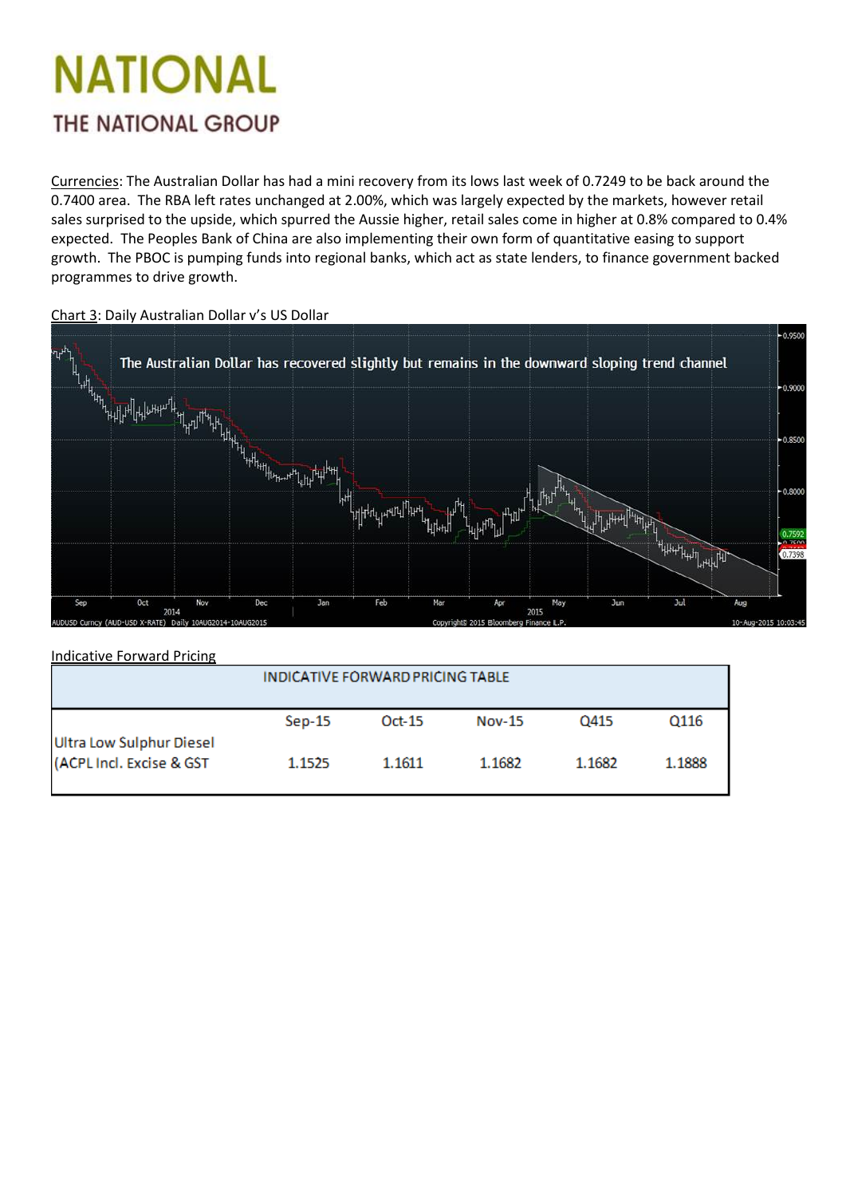# NATIONAL

## THE NATIONAL GROUP

Currencies: The Australian Dollar has had a mini recovery from its lows last week of 0.7249 to be back around the 0.7400 area. The RBA left rates unchanged at 2.00%, which was largely expected by the markets, however retail sales surprised to the upside, which spurred the Aussie higher, retail sales come in higher at 0.8% compared to 0.4% expected. The Peoples Bank of China are also implementing their own form of quantitative easing to support growth. The PBOC is pumping funds into regional banks, which act as state lenders, to finance government backed programmes to drive growth.

Chart 3: Daily Australian Dollar v's US Dollar

The Australian Dollar has recovered slightly but remains in the downward sloping trend channel

0.9500
0.9000
0.8500
0.8000
0.7592
0.7398

Sep Oct Nov Dec Jan Feb Mar Apr May Jun Jul Aug
2014 2015

AUDUSD Curncy (AUD-USD X-RATE) Daily 10AUG2014-10AUG2015
Copyright© 2015 Bloomberg Finance L.P.
10-Aug-2015 10:03:45

Indicative Forward Pricing

| INDICATIVE FORWARD PRICING TABLE | | | | | |
|---|---|---|---|---|---|
| | Sep-15 | Oct-15 | Nov-15 | Q415 | Q116 |
| Ultra Low Sulphur Diesel (ACPL Incl. Excise & GST | 1.1525 | 1.1611 | 1.1682 | 1.1682 | 1.1888 |